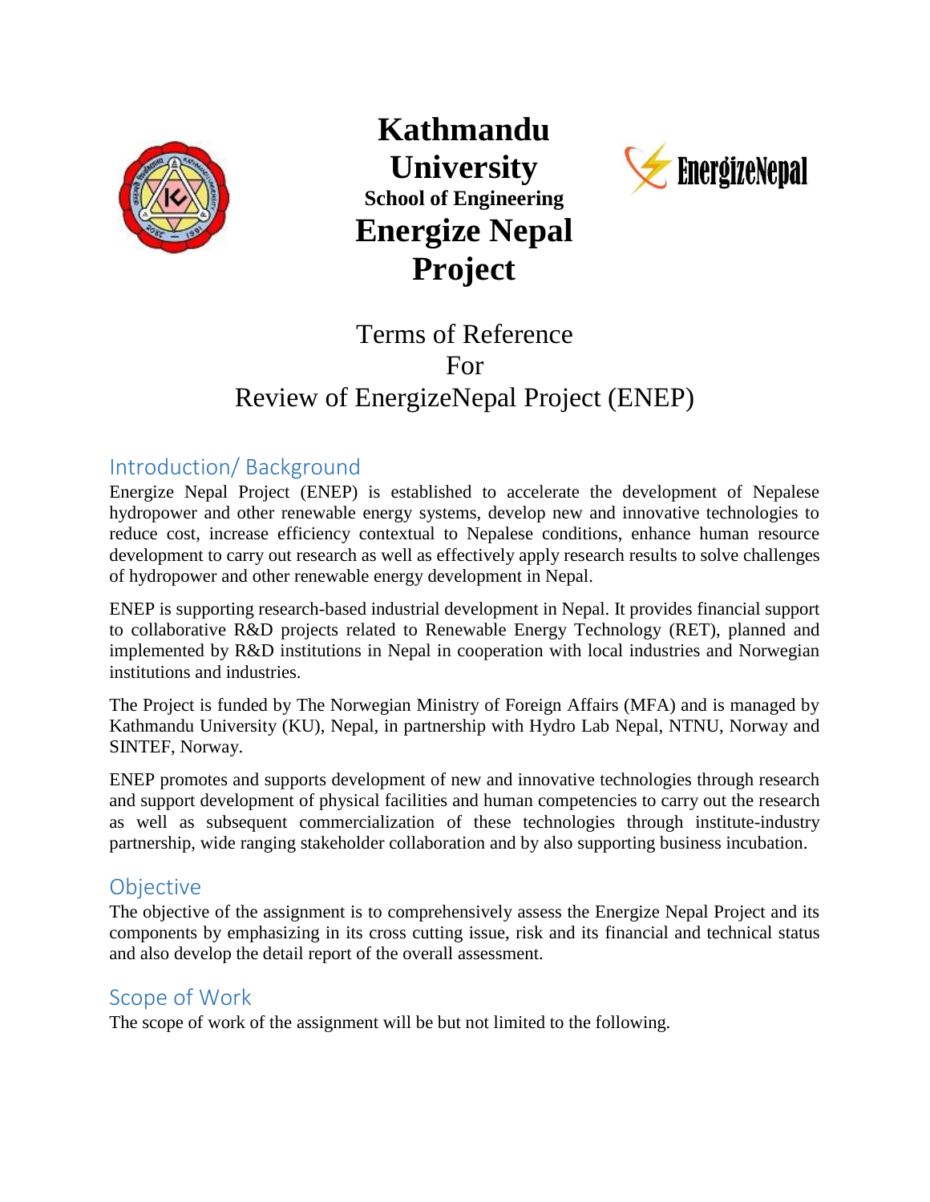# Kathmandu University

### School of Engineering

# Energize Nepal Project

## Terms of Reference
## For
## Review of EnergizeNepal Project (ENEP)

## Introduction/ Background

Energize Nepal Project (ENEP) is established to accelerate the development of Nepalese hydropower and other renewable energy systems, develop new and innovative technologies to reduce cost, increase efficiency contextual to Nepalese conditions, enhance human resource development to carry out research as well as effectively apply research results to solve challenges of hydropower and other renewable energy development in Nepal.

ENEP is supporting research-based industrial development in Nepal. It provides financial support to collaborative R&D projects related to Renewable Energy Technology (RET), planned and implemented by R&D institutions in Nepal in cooperation with local industries and Norwegian institutions and industries.

The Project is funded by The Norwegian Ministry of Foreign Affairs (MFA) and is managed by Kathmandu University (KU), Nepal, in partnership with Hydro Lab Nepal, NTNU, Norway and SINTEF, Norway.

ENEP promotes and supports development of new and innovative technologies through research and support development of physical facilities and human competencies to carry out the research as well as subsequent commercialization of these technologies through institute-industry partnership, wide ranging stakeholder collaboration and by also supporting business incubation.

## Objective

The objective of the assignment is to comprehensively assess the Energize Nepal Project and its components by emphasizing in its cross cutting issue, risk and its financial and technical status and also develop the detail report of the overall assessment.

## Scope of Work

The scope of work of the assignment will be but not limited to the following.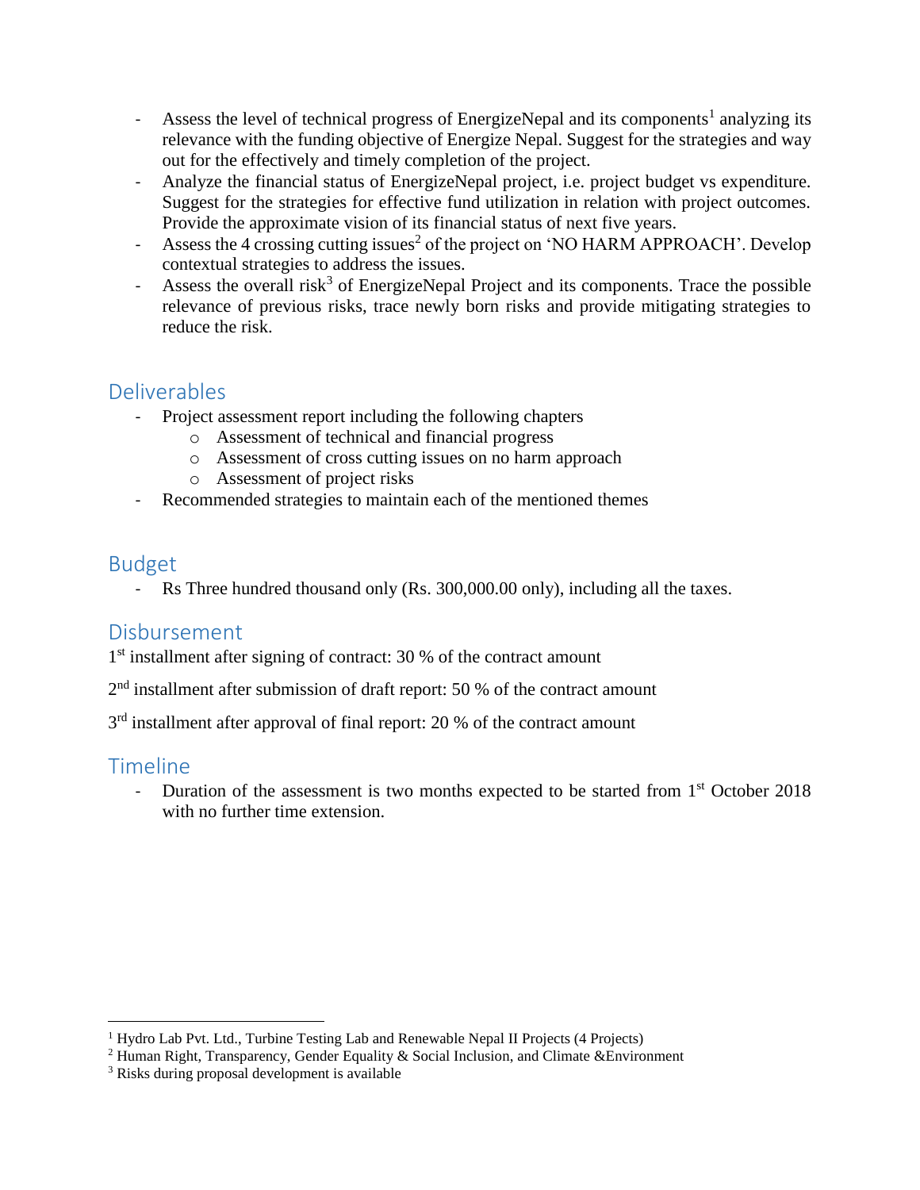- Assess the level of technical progress of EnergizeNepal and its components[1] analyzing its relevance with the funding objective of Energize Nepal. Suggest for the strategies and way out for the effectively and timely completion of the project.
- Analyze the financial status of EnergizeNepal project, i.e. project budget vs expenditure. Suggest for the strategies for effective fund utilization in relation with project outcomes. Provide the approximate vision of its financial status of next five years.
- Assess the 4 crossing cutting issues[2] of the project on 'NO HARM APPROACH'. Develop contextual strategies to address the issues.
- Assess the overall risk[3] of EnergizeNepal Project and its components. Trace the possible relevance of previous risks, trace newly born risks and provide mitigating strategies to reduce the risk.

## Deliverables

- Project assessment report including the following chapters
  - Assessment of technical and financial progress
  - Assessment of cross cutting issues on no harm approach
  - Assessment of project risks
- Recommended strategies to maintain each of the mentioned themes

## Budget

- Rs Three hundred thousand only (Rs. 300,000.00 only), including all the taxes.

## Disbursement

1st installment after signing of contract: 30 % of the contract amount

2nd installment after submission of draft report: 50 % of the contract amount

3rd installment after approval of final report: 20 % of the contract amount

## Timeline

- Duration of the assessment is two months expected to be started from 1st October 2018 with no further time extension.

---

[1] Hydro Lab Pvt. Ltd., Turbine Testing Lab and Renewable Nepal II Projects (4 Projects)

[2] Human Right, Transparency, Gender Equality & Social Inclusion, and Climate &Environment

[3] Risks during proposal development is available